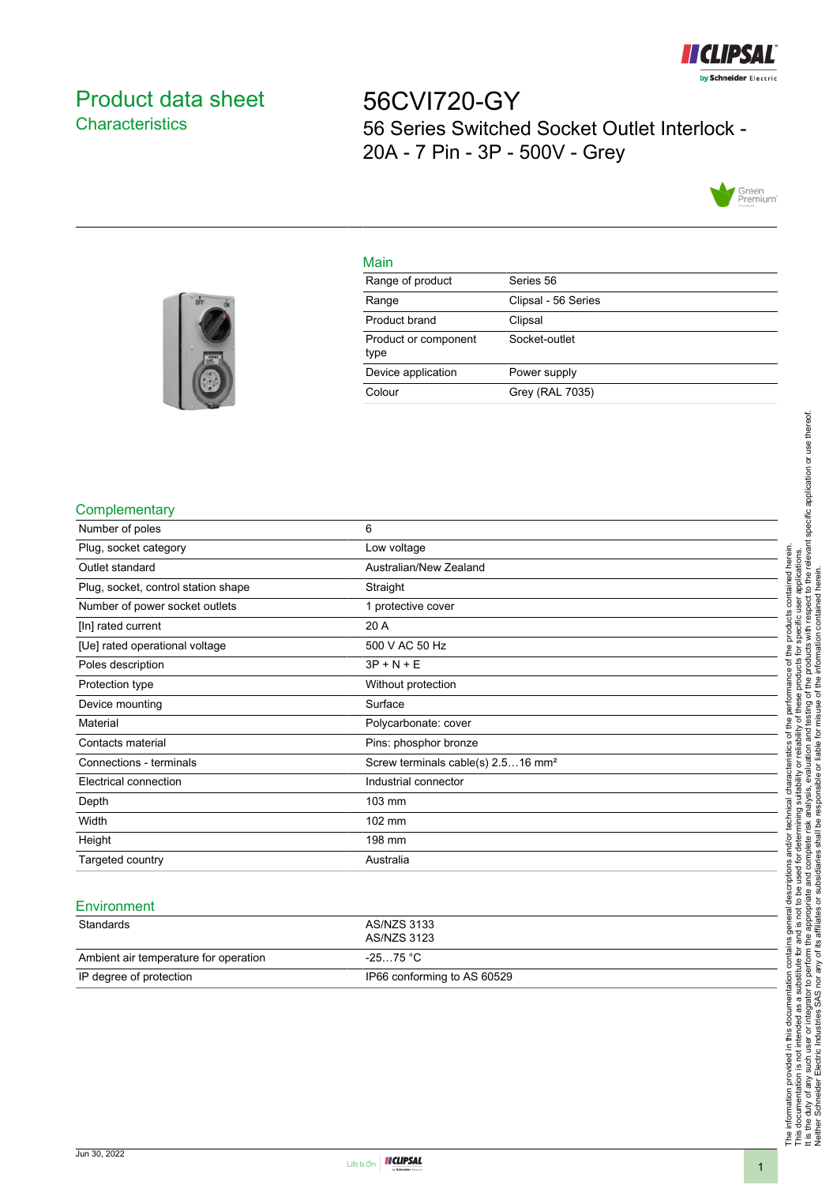# Product data sheet

## Characteristics

# 56CVI720-GY

56 Series Switched Socket Outlet Interlock - 20A - 7 Pin - 3P - 500V - Grey

## Main

| | |
|---|---|
| Range of product | Series 56 |
| Range | Clipsal - 56 Series |
| Product brand | Clipsal |
| Product or component type | Socket-outlet |
| Device application | Power supply |
| Colour | Grey (RAL 7035) |

## Complementary

| | |
|---|---|
| Number of poles | 6 |
| Plug, socket category | Low voltage |
| Outlet standard | Australian/New Zealand |
| Plug, socket, control station shape | Straight |
| Number of power socket outlets | 1 protective cover |
| [In] rated current | 20 A |
| [Ue] rated operational voltage | 500 V AC 50 Hz |
| Poles description | 3P + N + E |
| Protection type | Without protection |
| Device mounting | Surface |
| Material | Polycarbonate: cover |
| Contacts material | Pins: phosphor bronze |
| Connections - terminals | Screw terminals cable(s) 2.5…16 mm² |
| Electrical connection | Industrial connector |
| Depth | 103 mm |
| Width | 102 mm |
| Height | 198 mm |
| Targeted country | Australia |

## Environment

| | |
|---|---|
| Standards | AS/NZS 3133<br>AS/NZS 3123 |
| Ambient air temperature for operation | -25…75 °C |
| IP degree of protection | IP66 conforming to AS 60529 |

The information provided in this documentation contains general descriptions and/or technical characteristics of the performance of the products contained herein. This documentation is not intended as a substitute for and is not to be used for determining suitability or reliability of these products for specific user applications. It is the duty of any such user or integrator to perform the appropriate and complete risk analysis, evaluation and testing of the products with respect to the relevant specific application or use thereof. Neither Schneider Electric Industries SAS nor any of its affiliates or subsidiaries shall be responsible or liable for misuse of the information contained herein.

Jun 30, 2022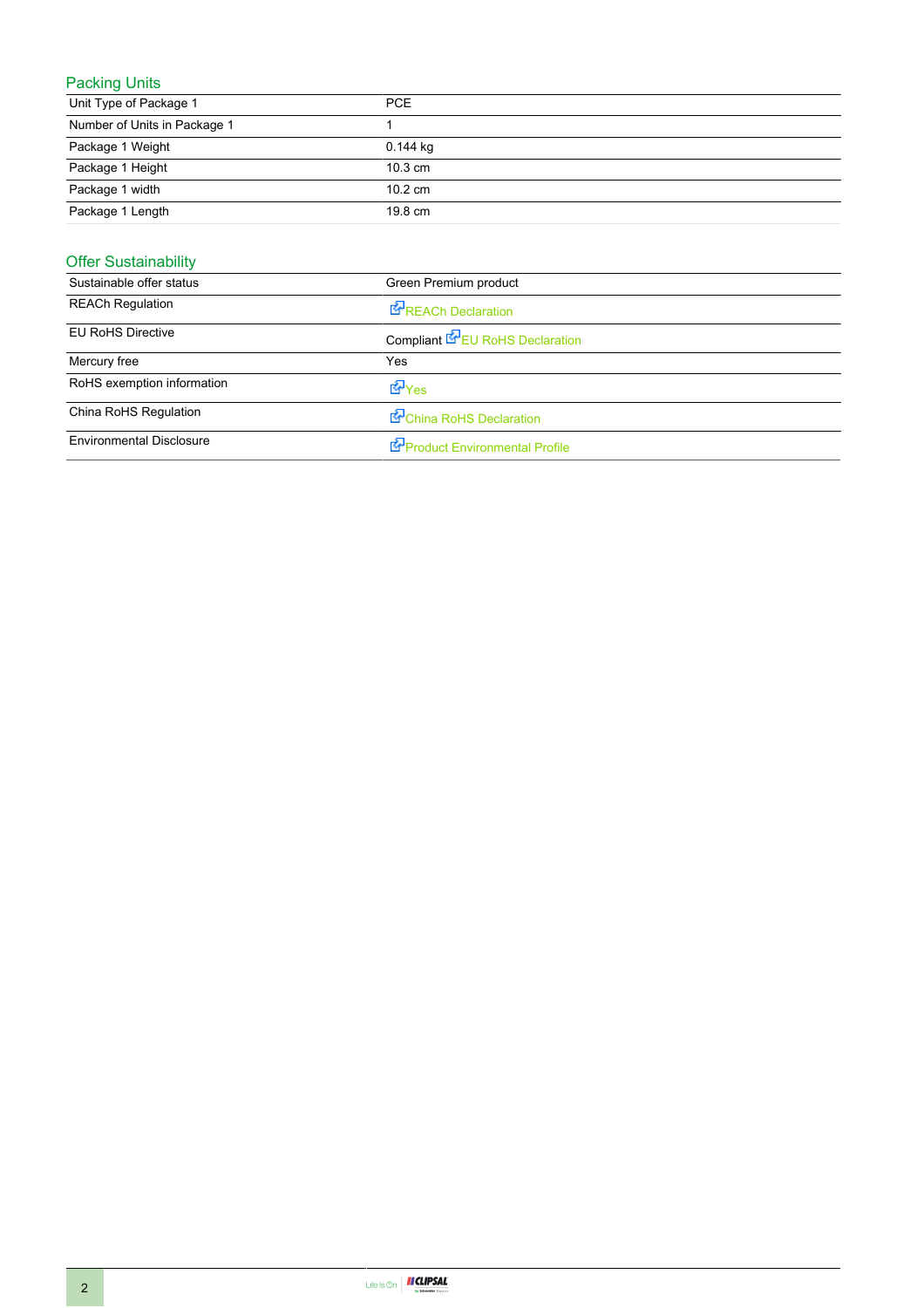## Packing Units

| | |
|---|---|
| Unit Type of Package 1 | PCE |
| Number of Units in Package 1 | 1 |
| Package 1 Weight | 0.144 kg |
| Package 1 Height | 10.3 cm |
| Package 1 width | 10.2 cm |
| Package 1 Length | 19.8 cm |

## Offer Sustainability

| | |
|---|---|
| Sustainable offer status | Green Premium product |
| REACh Regulation | REACh Declaration |
| EU RoHS Directive | Compliant EU RoHS Declaration |
| Mercury free | Yes |
| RoHS exemption information | Yes |
| China RoHS Regulation | China RoHS Declaration |
| Environmental Disclosure | Product Environmental Profile |